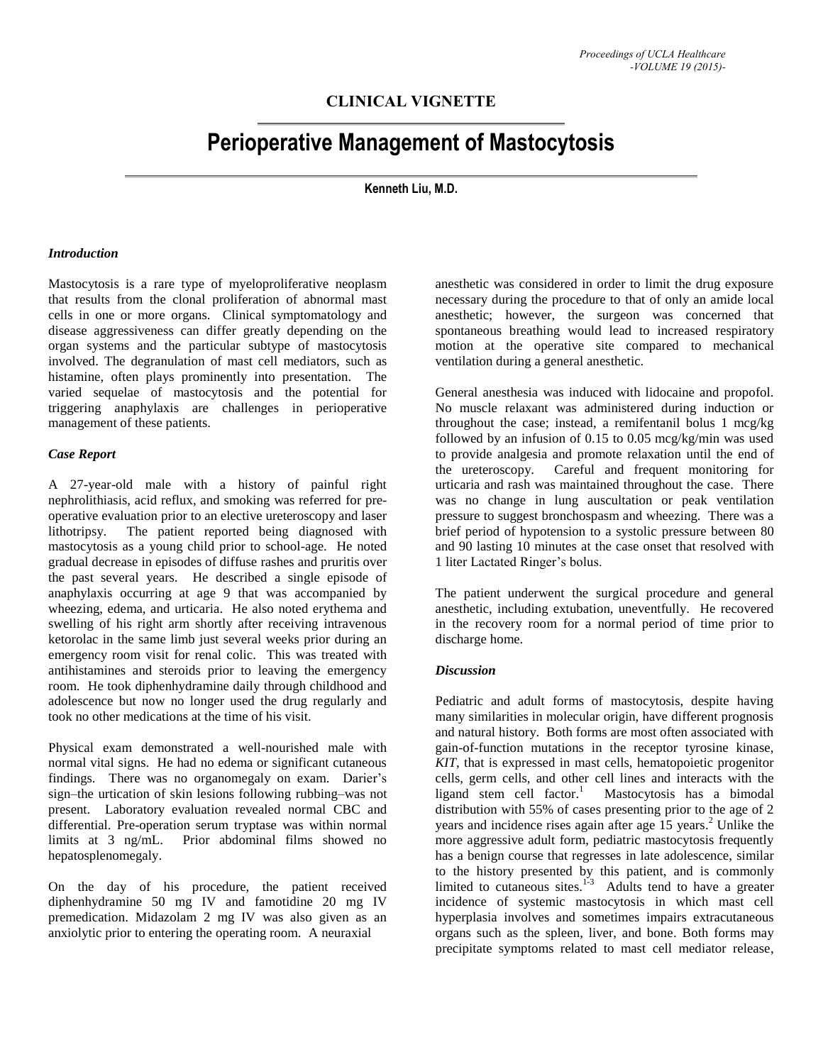**CLINICAL VIGNETTE**

# Perioperative Management of Mastocytosis

**Kenneth Liu, M.D.**

### *Introduction*

Mastocytosis is a rare type of myeloproliferative neoplasm that results from the clonal proliferation of abnormal mast cells in one or more organs. Clinical symptomatology and disease aggressiveness can differ greatly depending on the organ systems and the particular subtype of mastocytosis involved. The degranulation of mast cell mediators, such as histamine, often plays prominently into presentation. The varied sequelae of mastocytosis and the potential for triggering anaphylaxis are challenges in perioperative management of these patients.

### *Case Report*

A 27-year-old male with a history of painful right nephrolithiasis, acid reflux, and smoking was referred for pre-operative evaluation prior to an elective ureteroscopy and laser lithotripsy. The patient reported being diagnosed with mastocytosis as a young child prior to school-age. He noted gradual decrease in episodes of diffuse rashes and pruritis over the past several years. He described a single episode of anaphylaxis occurring at age 9 that was accompanied by wheezing, edema, and urticaria. He also noted erythema and swelling of his right arm shortly after receiving intravenous ketorolac in the same limb just several weeks prior during an emergency room visit for renal colic. This was treated with antihistamines and steroids prior to leaving the emergency room. He took diphenhydramine daily through childhood and adolescence but now no longer used the drug regularly and took no other medications at the time of his visit.

Physical exam demonstrated a well-nourished male with normal vital signs. He had no edema or significant cutaneous findings. There was no organomegaly on exam. Darier's sign–the urtication of skin lesions following rubbing–was not present. Laboratory evaluation revealed normal CBC and differential. Pre-operation serum tryptase was within normal limits at 3 ng/mL. Prior abdominal films showed no hepatosplenomegaly.

On the day of his procedure, the patient received diphenhydramine 50 mg IV and famotidine 20 mg IV premedication. Midazolam 2 mg IV was also given as an anxiolytic prior to entering the operating room. A neuraxial anesthetic was considered in order to limit the drug exposure necessary during the procedure to that of only an amide local anesthetic; however, the surgeon was concerned that spontaneous breathing would lead to increased respiratory motion at the operative site compared to mechanical ventilation during a general anesthetic.

General anesthesia was induced with lidocaine and propofol. No muscle relaxant was administered during induction or throughout the case; instead, a remifentanil bolus 1 mcg/kg followed by an infusion of 0.15 to 0.05 mcg/kg/min was used to provide analgesia and promote relaxation until the end of the ureteroscopy. Careful and frequent monitoring for urticaria and rash was maintained throughout the case. There was no change in lung auscultation or peak ventilation pressure to suggest bronchospasm and wheezing. There was a brief period of hypotension to a systolic pressure between 80 and 90 lasting 10 minutes at the case onset that resolved with 1 liter Lactated Ringer's bolus.

The patient underwent the surgical procedure and general anesthetic, including extubation, uneventfully. He recovered in the recovery room for a normal period of time prior to discharge home.

### *Discussion*

Pediatric and adult forms of mastocytosis, despite having many similarities in molecular origin, have different prognosis and natural history. Both forms are most often associated with gain-of-function mutations in the receptor tyrosine kinase, *KIT*, that is expressed in mast cells, hematopoietic progenitor cells, germ cells, and other cell lines and interacts with the ligand stem cell factor.[1] Mastocytosis has a bimodal distribution with 55% of cases presenting prior to the age of 2 years and incidence rises again after age 15 years.[2] Unlike the more aggressive adult form, pediatric mastocytosis frequently has a benign course that regresses in late adolescence, similar to the history presented by this patient, and is commonly limited to cutaneous sites.[1-3] Adults tend to have a greater incidence of systemic mastocytosis in which mast cell hyperplasia involves and sometimes impairs extracutaneous organs such as the spleen, liver, and bone. Both forms may precipitate symptoms related to mast cell mediator release,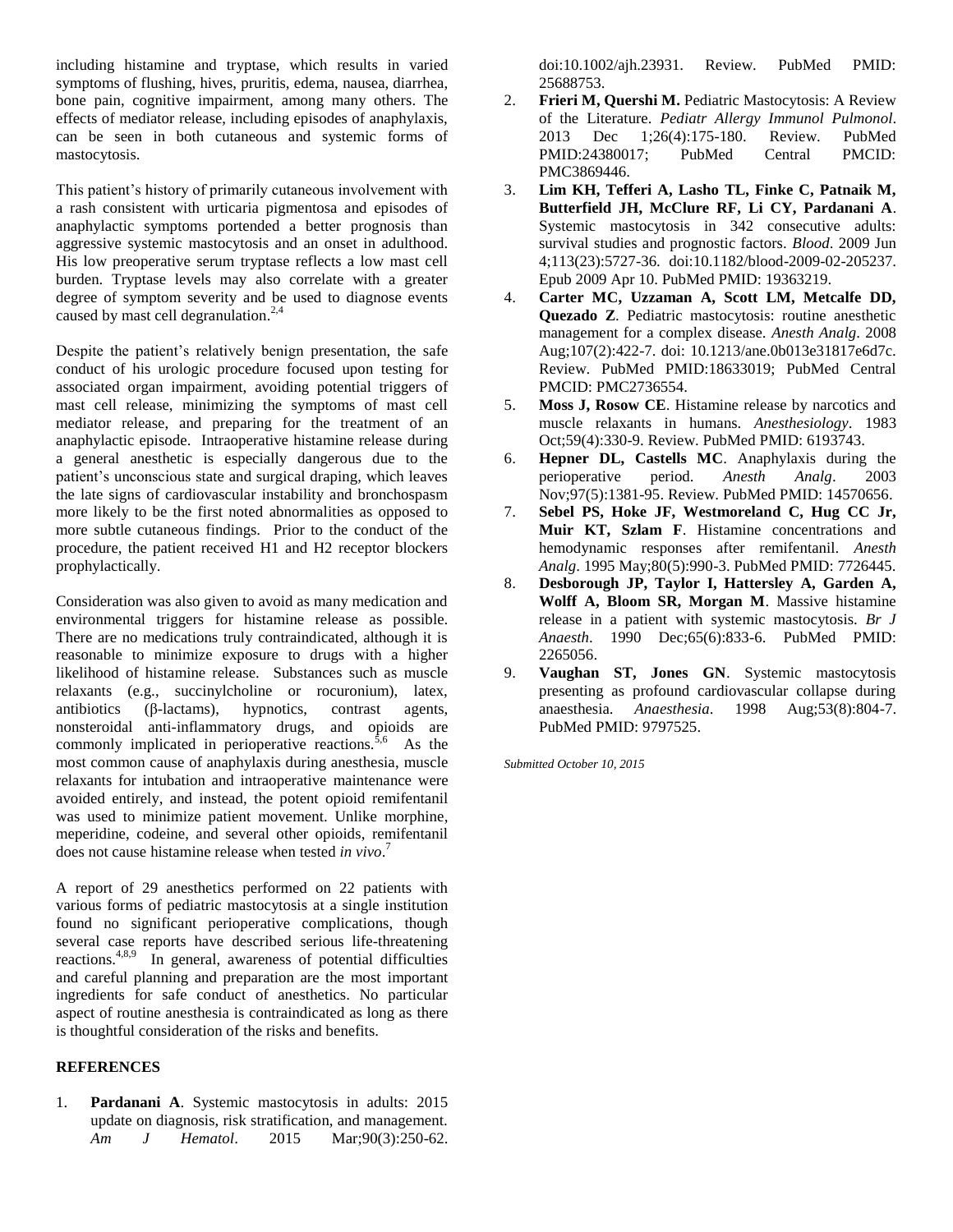including histamine and tryptase, which results in varied symptoms of flushing, hives, pruritis, edema, nausea, diarrhea, bone pain, cognitive impairment, among many others. The effects of mediator release, including episodes of anaphylaxis, can be seen in both cutaneous and systemic forms of mastocytosis.

This patient's history of primarily cutaneous involvement with a rash consistent with urticaria pigmentosa and episodes of anaphylactic symptoms portended a better prognosis than aggressive systemic mastocytosis and an onset in adulthood. His low preoperative serum tryptase reflects a low mast cell burden. Tryptase levels may also correlate with a greater degree of symptom severity and be used to diagnose events caused by mast cell degranulation.[2,4]

Despite the patient's relatively benign presentation, the safe conduct of his urologic procedure focused upon testing for associated organ impairment, avoiding potential triggers of mast cell release, minimizing the symptoms of mast cell mediator release, and preparing for the treatment of an anaphylactic episode. Intraoperative histamine release during a general anesthetic is especially dangerous due to the patient's unconscious state and surgical draping, which leaves the late signs of cardiovascular instability and bronchospasm more likely to be the first noted abnormalities as opposed to more subtle cutaneous findings. Prior to the conduct of the procedure, the patient received H1 and H2 receptor blockers prophylactically.

Consideration was also given to avoid as many medication and environmental triggers for histamine release as possible. There are no medications truly contraindicated, although it is reasonable to minimize exposure to drugs with a higher likelihood of histamine release. Substances such as muscle relaxants (e.g., succinylcholine or rocuronium), latex, antibiotics (β-lactams), hypnotics, contrast agents, nonsteroidal anti-inflammatory drugs, and opioids are commonly implicated in perioperative reactions.[5,6] As the most common cause of anaphylaxis during anesthesia, muscle relaxants for intubation and intraoperative maintenance were avoided entirely, and instead, the potent opioid remifentanil was used to minimize patient movement. Unlike morphine, meperidine, codeine, and several other opioids, remifentanil does not cause histamine release when tested *in vivo*.[7]

A report of 29 anesthetics performed on 22 patients with various forms of pediatric mastocytosis at a single institution found no significant perioperative complications, though several case reports have described serious life-threatening reactions.[4,8,9] In general, awareness of potential difficulties and careful planning and preparation are the most important ingredients for safe conduct of anesthetics. No particular aspect of routine anesthesia is contraindicated as long as there is thoughtful consideration of the risks and benefits.

## REFERENCES

1. **Pardanani A**. Systemic mastocytosis in adults: 2015 update on diagnosis, risk stratification, and management. *Am J Hematol*. 2015 Mar;90(3):250-62. doi:10.1002/ajh.23931. Review. PubMed PMID: 25688753.
2. **Frieri M, Quershi M.** Pediatric Mastocytosis: A Review of the Literature. *Pediatr Allergy Immunol Pulmonol*. 2013 Dec 1;26(4):175-180. Review. PubMed PMID:24380017; PubMed Central PMCID: PMC3869446.
3. **Lim KH, Tefferi A, Lasho TL, Finke C, Patnaik M, Butterfield JH, McClure RF, Li CY, Pardanani A**. Systemic mastocytosis in 342 consecutive adults: survival studies and prognostic factors. *Blood*. 2009 Jun 4;113(23):5727-36. doi:10.1182/blood-2009-02-205237. Epub 2009 Apr 10. PubMed PMID: 19363219.
4. **Carter MC, Uzzaman A, Scott LM, Metcalfe DD, Quezado Z**. Pediatric mastocytosis: routine anesthetic management for a complex disease. *Anesth Analg*. 2008 Aug;107(2):422-7. doi: 10.1213/ane.0b013e31817e6d7c. Review. PubMed PMID:18633019; PubMed Central PMCID: PMC2736554.
5. **Moss J, Rosow CE**. Histamine release by narcotics and muscle relaxants in humans. *Anesthesiology*. 1983 Oct;59(4):330-9. Review. PubMed PMID: 6193743.
6. **Hepner DL, Castells MC**. Anaphylaxis during the perioperative period. *Anesth Analg*. 2003 Nov;97(5):1381-95. Review. PubMed PMID: 14570656.
7. **Sebel PS, Hoke JF, Westmoreland C, Hug CC Jr, Muir KT, Szlam F**. Histamine concentrations and hemodynamic responses after remifentanil. *Anesth Analg*. 1995 May;80(5):990-3. PubMed PMID: 7726445.
8. **Desborough JP, Taylor I, Hattersley A, Garden A, Wolff A, Bloom SR, Morgan M**. Massive histamine release in a patient with systemic mastocytosis. *Br J Anaesth*. 1990 Dec;65(6):833-6. PubMed PMID: 2265056.
9. **Vaughan ST, Jones GN**. Systemic mastocytosis presenting as profound cardiovascular collapse during anaesthesia. *Anaesthesia*. 1998 Aug;53(8):804-7. PubMed PMID: 9797525.

*Submitted October 10, 2015*